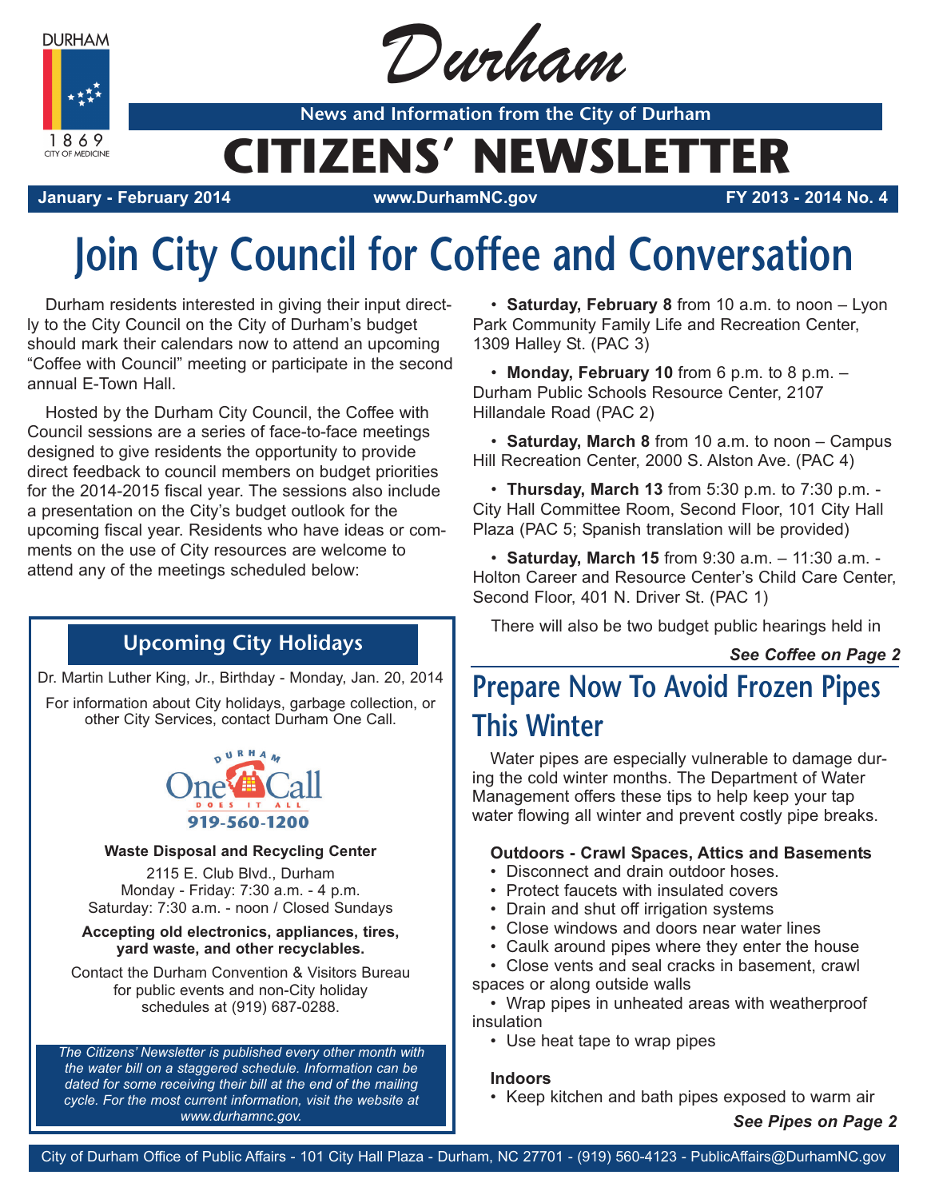# Durham

News and Information from the City of Durham

# CITIZENS' NEWSLETTER

January - February 2014 | www.DurhamNC.gov | FY 2013 - 2014 No. 4

## Join City Council for Coffee and Conversation

Durham residents interested in giving their input directly to the City Council on the City of Durham's budget should mark their calendars now to attend an upcoming "Coffee with Council" meeting or participate in the second annual E-Town Hall.

Hosted by the Durham City Council, the Coffee with Council sessions are a series of face-to-face meetings designed to give residents the opportunity to provide direct feedback to council members on budget priorities for the 2014-2015 fiscal year. The sessions also include a presentation on the City's budget outlook for the upcoming fiscal year. Residents who have ideas or comments on the use of City resources are welcome to attend any of the meetings scheduled below:

- **Saturday, February 8** from 10 a.m. to noon – Lyon Park Community Family Life and Recreation Center, 1309 Halley St. (PAC 3)
- **Monday, February 10** from 6 p.m. to 8 p.m. – Durham Public Schools Resource Center, 2107 Hillandale Road (PAC 2)
- **Saturday, March 8** from 10 a.m. to noon – Campus Hill Recreation Center, 2000 S. Alston Ave. (PAC 4)
- **Thursday, March 13** from 5:30 p.m. to 7:30 p.m. - City Hall Committee Room, Second Floor, 101 City Hall Plaza (PAC 5; Spanish translation will be provided)
- **Saturday, March 15** from 9:30 a.m. – 11:30 a.m. - Holton Career and Resource Center's Child Care Center, Second Floor, 401 N. Driver St. (PAC 1)

There will also be two budget public hearings held in

***See Coffee on Page 2***

### Upcoming City Holidays

Dr. Martin Luther King, Jr., Birthday - Monday, Jan. 20, 2014

For information about City holidays, garbage collection, or other City Services, contact Durham One Call.

Durham One Call — Does It All — 919-560-1200

**Waste Disposal and Recycling Center**

2115 E. Club Blvd., Durham
Monday - Friday: 7:30 a.m. - 4 p.m.
Saturday: 7:30 a.m. - noon / Closed Sundays

**Accepting old electronics, appliances, tires, yard waste, and other recyclables.**

Contact the Durham Convention & Visitors Bureau for public events and non-City holiday schedules at (919) 687-0288.

*The Citizens' Newsletter is published every other month with the water bill on a staggered schedule. Information can be dated for some receiving their bill at the end of the mailing cycle. For the most current information, visit the website at www.durhamnc.gov.*

## Prepare Now To Avoid Frozen Pipes This Winter

Water pipes are especially vulnerable to damage during the cold winter months. The Department of Water Management offers these tips to help keep your tap water flowing all winter and prevent costly pipe breaks.

**Outdoors - Crawl Spaces, Attics and Basements**

- Disconnect and drain outdoor hoses.
- Protect faucets with insulated covers
- Drain and shut off irrigation systems
- Close windows and doors near water lines
- Caulk around pipes where they enter the house
- Close vents and seal cracks in basement, crawl spaces or along outside walls
- Wrap pipes in unheated areas with weatherproof insulation
- Use heat tape to wrap pipes

**Indoors**

- Keep kitchen and bath pipes exposed to warm air

***See Pipes on Page 2***

City of Durham Office of Public Affairs - 101 City Hall Plaza - Durham, NC 27701 - (919) 560-4123 - PublicAffairs@DurhamNC.gov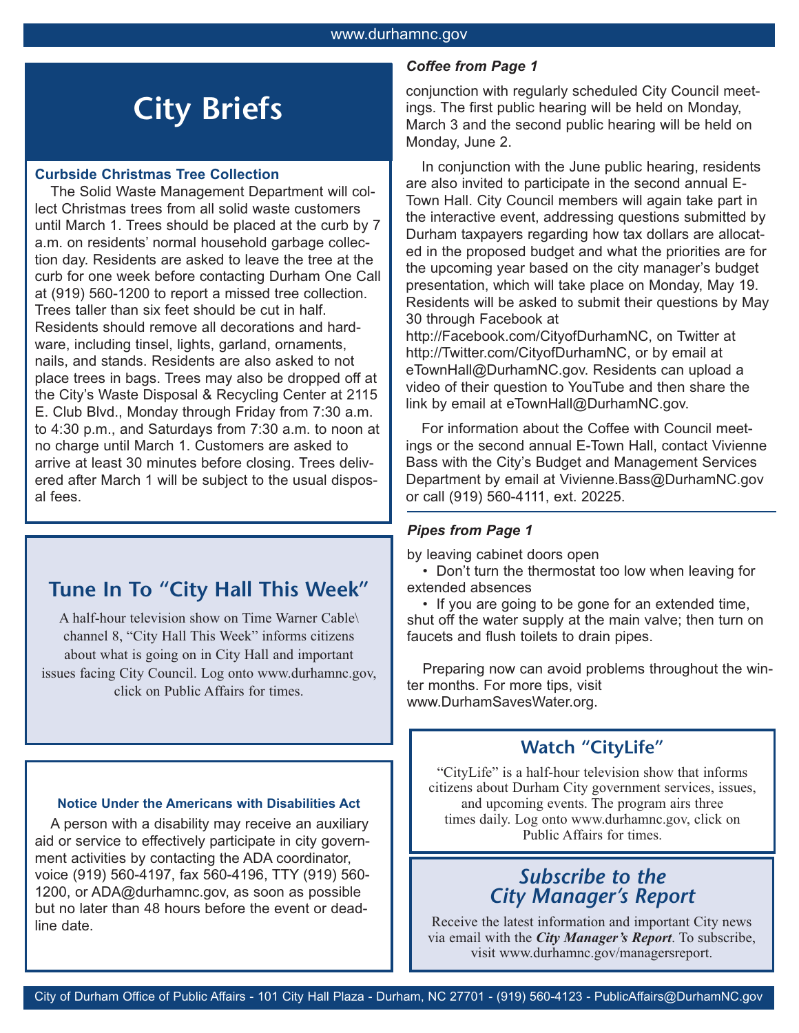# City Briefs

### Curbside Christmas Tree Collection

The Solid Waste Management Department will collect Christmas trees from all solid waste customers until March 1. Trees should be placed at the curb by 7 a.m. on residents' normal household garbage collection day. Residents are asked to leave the tree at the curb for one week before contacting Durham One Call at (919) 560-1200 to report a missed tree collection. Trees taller than six feet should be cut in half. Residents should remove all decorations and hardware, including tinsel, lights, garland, ornaments, nails, and stands. Residents are also asked to not place trees in bags. Trees may also be dropped off at the City's Waste Disposal & Recycling Center at 2115 E. Club Blvd., Monday through Friday from 7:30 a.m. to 4:30 p.m., and Saturdays from 7:30 a.m. to noon at no charge until March 1. Customers are asked to arrive at least 30 minutes before closing. Trees delivered after March 1 will be subject to the usual disposal fees.

## Tune In To "City Hall This Week"

A half-hour television show on Time Warner Cable\ channel 8, "City Hall This Week" informs citizens about what is going on in City Hall and important issues facing City Council. Log onto www.durhamnc.gov, click on Public Affairs for times.

### Notice Under the Americans with Disabilities Act

A person with a disability may receive an auxiliary aid or service to effectively participate in city government activities by contacting the ADA coordinator, voice (919) 560-4197, fax 560-4196, TTY (919) 560-1200, or ADA@durhamnc.gov, as soon as possible but no later than 48 hours before the event or deadline date.

### *Coffee from Page 1*

conjunction with regularly scheduled City Council meetings. The first public hearing will be held on Monday, March 3 and the second public hearing will be held on Monday, June 2.

In conjunction with the June public hearing, residents are also invited to participate in the second annual E-Town Hall. City Council members will again take part in the interactive event, addressing questions submitted by Durham taxpayers regarding how tax dollars are allocated in the proposed budget and what the priorities are for the upcoming year based on the city manager's budget presentation, which will take place on Monday, May 19. Residents will be asked to submit their questions by May 30 through Facebook at http://Facebook.com/CityofDurhamNC, on Twitter at http://Twitter.com/CityofDurhamNC, or by email at eTownHall@DurhamNC.gov. Residents can upload a video of their question to YouTube and then share the link by email at eTownHall@DurhamNC.gov.

For information about the Coffee with Council meetings or the second annual E-Town Hall, contact Vivienne Bass with the City's Budget and Management Services Department by email at Vivienne.Bass@DurhamNC.gov or call (919) 560-4111, ext. 20225.

### *Pipes from Page 1*

by leaving cabinet doors open

- Don't turn the thermostat too low when leaving for extended absences
- If you are going to be gone for an extended time, shut off the water supply at the main valve; then turn on faucets and flush toilets to drain pipes.

Preparing now can avoid problems throughout the winter months. For more tips, visit www.DurhamSavesWater.org.

## Watch "CityLife"

"CityLife" is a half-hour television show that informs citizens about Durham City government services, issues, and upcoming events. The program airs three times daily. Log onto www.durhamnc.gov, click on Public Affairs for times.

## *Subscribe to the City Manager's Report*

Receive the latest information and important City news via email with the ***City Manager's Report***. To subscribe, visit www.durhamnc.gov/managersreport.

City of Durham Office of Public Affairs - 101 City Hall Plaza - Durham, NC 27701 - (919) 560-4123 - PublicAffairs@DurhamNC.gov